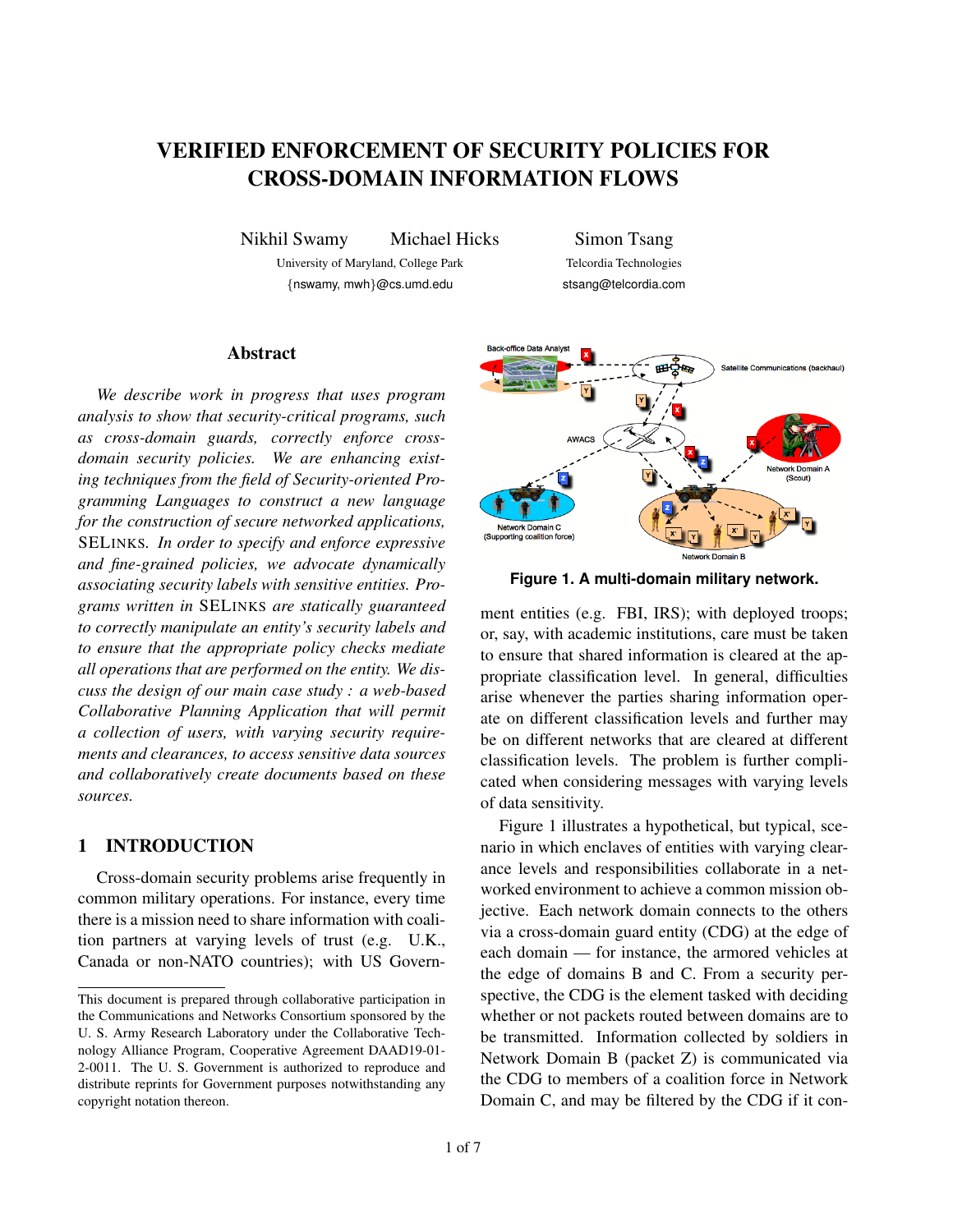# VERIFIED ENFORCEMENT OF SECURITY POLICIES FOR CROSS-DOMAIN INFORMATION FLOWS

Nikhil Swamy Michael Hicks
University of Maryland, College Park
{nswamy, mwh}@cs.umd.edu

Simon Tsang
Telcordia Technologies
stsang@telcordia.com

## Abstract

*We describe work in progress that uses program analysis to show that security-critical programs, such as cross-domain guards, correctly enforce cross-domain security policies. We are enhancing existing techniques from the field of Security-oriented Programming Languages to construct a new language for the construction of secure networked applications,* SELINKS. *In order to specify and enforce expressive and fine-grained policies, we advocate dynamically associating security labels with sensitive entities. Programs written in* SELINKS *are statically guaranteed to correctly manipulate an entity's security labels and to ensure that the appropriate policy checks mediate all operations that are performed on the entity. We discuss the design of our main case study : a web-based Collaborative Planning Application that will permit a collection of users, with varying security requirements and clearances, to access sensitive data sources and collaboratively create documents based on these sources.*

## 1 INTRODUCTION

Cross-domain security problems arise frequently in common military operations. For instance, every time there is a mission need to share information with coalition partners at varying levels of trust (e.g. U.K., Canada or non-NATO countries); with US Government entities (e.g. FBI, IRS); with deployed troops; or, say, with academic institutions, care must be taken to ensure that shared information is cleared at the appropriate classification level. In general, difficulties arise whenever the parties sharing information operate on different classification levels and further may be on different networks that are cleared at different classification levels. The problem is further complicated when considering messages with varying levels of data sensitivity.

Back-office Data Analyst
Satellite Communications (backhaul)
AWACS
Network Domain A (Scout)
Network Domain C (Supporting coalition force)
Network Domain B

**Figure 1. A multi-domain military network.**

Figure 1 illustrates a hypothetical, but typical, scenario in which enclaves of entities with varying clearance levels and responsibilities collaborate in a networked environment to achieve a common mission objective. Each network domain connects to the others via a cross-domain guard entity (CDG) at the edge of each domain — for instance, the armored vehicles at the edge of domains B and C. From a security perspective, the CDG is the element tasked with deciding whether or not packets routed between domains are to be transmitted. Information collected by soldiers in Network Domain B (packet Z) is communicated via the CDG to members of a coalition force in Network Domain C, and may be filtered by the CDG if it con-

This document is prepared through collaborative participation in the Communications and Networks Consortium sponsored by the U. S. Army Research Laboratory under the Collaborative Technology Alliance Program, Cooperative Agreement DAAD19-01-2-0011. The U. S. Government is authorized to reproduce and distribute reprints for Government purposes notwithstanding any copyright notation thereon.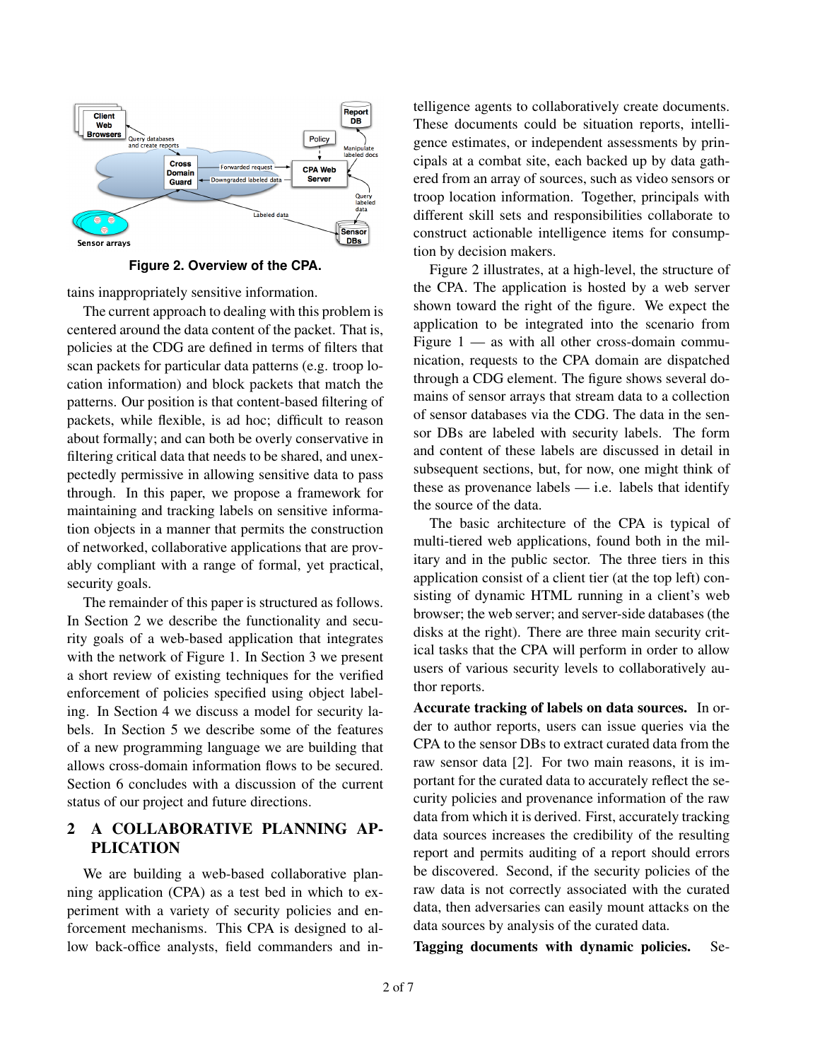Client Web Browsers

Query databases and create reports

Cross Domain Guard

Forwarded request

Downgraded labeled data

CPA Web Server

Policy

Report DB

Manipulate labeled docs

Query labeled data

Labeled data

Sensor DBs

Sensor arrays

**Figure 2. Overview of the CPA.**

tains inappropriately sensitive information.

The current approach to dealing with this problem is centered around the data content of the packet. That is, policies at the CDG are defined in terms of filters that scan packets for particular data patterns (e.g. troop location information) and block packets that match the patterns. Our position is that content-based filtering of packets, while flexible, is ad hoc; difficult to reason about formally; and can both be overly conservative in filtering critical data that needs to be shared, and unexpectedly permissive in allowing sensitive data to pass through. In this paper, we propose a framework for maintaining and tracking labels on sensitive information objects in a manner that permits the construction of networked, collaborative applications that are provably compliant with a range of formal, yet practical, security goals.

The remainder of this paper is structured as follows. In Section 2 we describe the functionality and security goals of a web-based application that integrates with the network of Figure 1. In Section 3 we present a short review of existing techniques for the verified enforcement of policies specified using object labeling. In Section 4 we discuss a model for security labels. In Section 5 we describe some of the features of a new programming language we are building that allows cross-domain information flows to be secured. Section 6 concludes with a discussion of the current status of our project and future directions.

## 2 A COLLABORATIVE PLANNING APPLICATION

We are building a web-based collaborative planning application (CPA) as a test bed in which to experiment with a variety of security policies and enforcement mechanisms. This CPA is designed to allow back-office analysts, field commanders and intelligence agents to collaboratively create documents. These documents could be situation reports, intelligence estimates, or independent assessments by principals at a combat site, each backed up by data gathered from an array of sources, such as video sensors or troop location information. Together, principals with different skill sets and responsibilities collaborate to construct actionable intelligence items for consumption by decision makers.

Figure 2 illustrates, at a high-level, the structure of the CPA. The application is hosted by a web server shown toward the right of the figure. We expect the application to be integrated into the scenario from Figure 1 — as with all other cross-domain communication, requests to the CPA domain are dispatched through a CDG element. The figure shows several domains of sensor arrays that stream data to a collection of sensor databases via the CDG. The data in the sensor DBs are labeled with security labels. The form and content of these labels are discussed in detail in subsequent sections, but, for now, one might think of these as provenance labels — i.e. labels that identify the source of the data.

The basic architecture of the CPA is typical of multi-tiered web applications, found both in the military and in the public sector. The three tiers in this application consist of a client tier (at the top left) consisting of dynamic HTML running in a client's web browser; the web server; and server-side databases (the disks at the right). There are three main security critical tasks that the CPA will perform in order to allow users of various security levels to collaboratively author reports.

**Accurate tracking of labels on data sources.** In order to author reports, users can issue queries via the CPA to the sensor DBs to extract curated data from the raw sensor data [2]. For two main reasons, it is important for the curated data to accurately reflect the security policies and provenance information of the raw data from which it is derived. First, accurately tracking data sources increases the credibility of the resulting report and permits auditing of a report should errors be discovered. Second, if the security policies of the raw data is not correctly associated with the curated data, then adversaries can easily mount attacks on the data sources by analysis of the curated data.

**Tagging documents with dynamic policies.** Se-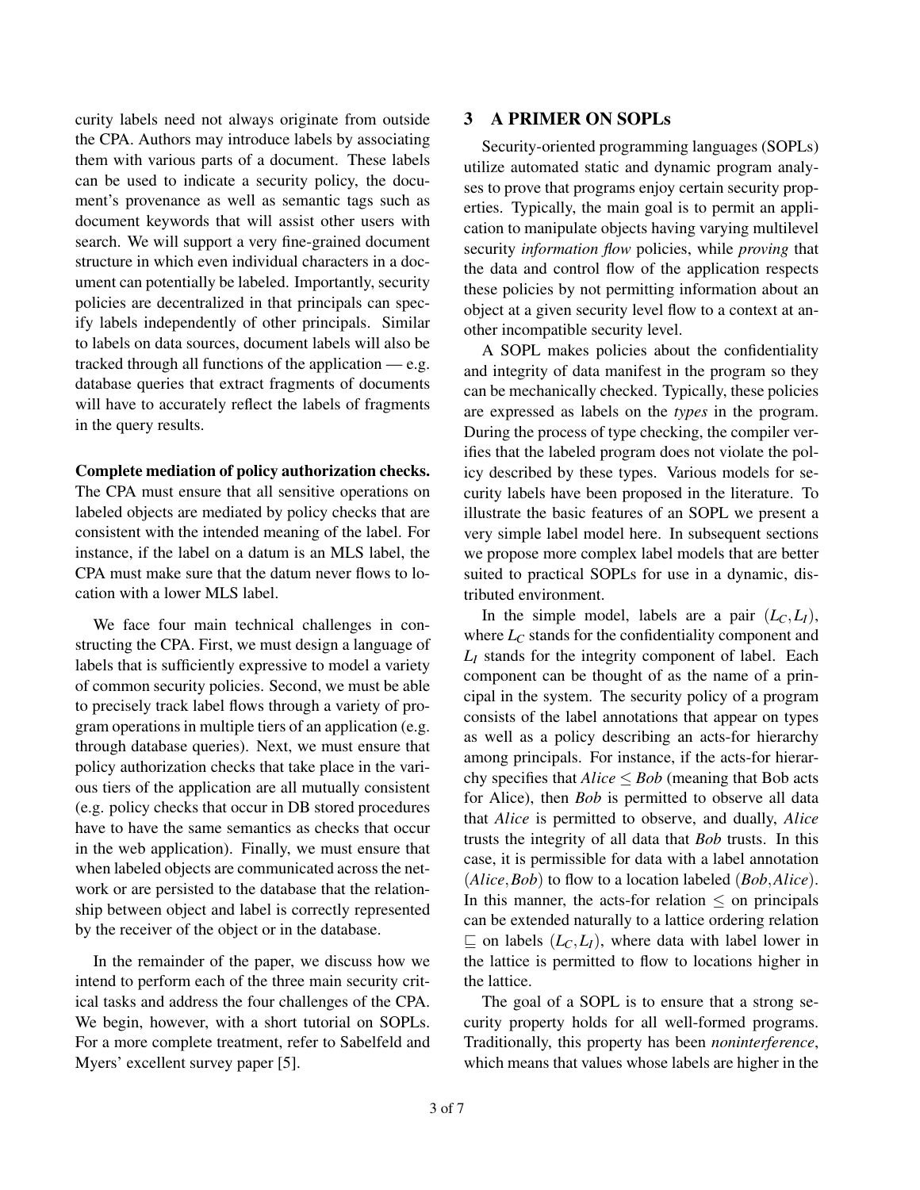curity labels need not always originate from outside the CPA. Authors may introduce labels by associating them with various parts of a document. These labels can be used to indicate a security policy, the document's provenance as well as semantic tags such as document keywords that will assist other users with search. We will support a very fine-grained document structure in which even individual characters in a document can potentially be labeled. Importantly, security policies are decentralized in that principals can specify labels independently of other principals. Similar to labels on data sources, document labels will also be tracked through all functions of the application — e.g. database queries that extract fragments of documents will have to accurately reflect the labels of fragments in the query results.

**Complete mediation of policy authorization checks.** The CPA must ensure that all sensitive operations on labeled objects are mediated by policy checks that are consistent with the intended meaning of the label. For instance, if the label on a datum is an MLS label, the CPA must make sure that the datum never flows to location with a lower MLS label.

We face four main technical challenges in constructing the CPA. First, we must design a language of labels that is sufficiently expressive to model a variety of common security policies. Second, we must be able to precisely track label flows through a variety of program operations in multiple tiers of an application (e.g. through database queries). Next, we must ensure that policy authorization checks that take place in the various tiers of the application are all mutually consistent (e.g. policy checks that occur in DB stored procedures have to have the same semantics as checks that occur in the web application). Finally, we must ensure that when labeled objects are communicated across the network or are persisted to the database that the relationship between object and label is correctly represented by the receiver of the object or in the database.

In the remainder of the paper, we discuss how we intend to perform each of the three main security critical tasks and address the four challenges of the CPA. We begin, however, with a short tutorial on SOPLs. For a more complete treatment, refer to Sabelfeld and Myers' excellent survey paper [5].

## 3 A PRIMER ON SOPLs

Security-oriented programming languages (SOPLs) utilize automated static and dynamic program analyses to prove that programs enjoy certain security properties. Typically, the main goal is to permit an application to manipulate objects having varying multilevel security *information flow* policies, while *proving* that the data and control flow of the application respects these policies by not permitting information about an object at a given security level flow to a context at another incompatible security level.

A SOPL makes policies about the confidentiality and integrity of data manifest in the program so they can be mechanically checked. Typically, these policies are expressed as labels on the *types* in the program. During the process of type checking, the compiler verifies that the labeled program does not violate the policy described by these types. Various models for security labels have been proposed in the literature. To illustrate the basic features of an SOPL we present a very simple label model here. In subsequent sections we propose more complex label models that are better suited to practical SOPLs for use in a dynamic, distributed environment.

In the simple model, labels are a pair $(L_C, L_I)$, where $L_C$ stands for the confidentiality component and $L_I$ stands for the integrity component of label. Each component can be thought of as the name of a principal in the system. The security policy of a program consists of the label annotations that appear on types as well as a policy describing an acts-for hierarchy among principals. For instance, if the acts-for hierarchy specifies that $Alice \leq Bob$ (meaning that Bob acts for Alice), then *Bob* is permitted to observe all data that *Alice* is permitted to observe, and dually, *Alice* trusts the integrity of all data that *Bob* trusts. In this case, it is permissible for data with a label annotation $(Alice, Bob)$ to flow to a location labeled $(Bob, Alice)$. In this manner, the acts-for relation $\leq$ on principals can be extended naturally to a lattice ordering relation $\sqsubseteq$ on labels $(L_C, L_I)$, where data with label lower in the lattice is permitted to flow to locations higher in the lattice.

The goal of a SOPL is to ensure that a strong security property holds for all well-formed programs. Traditionally, this property has been *noninterference*, which means that values whose labels are higher in the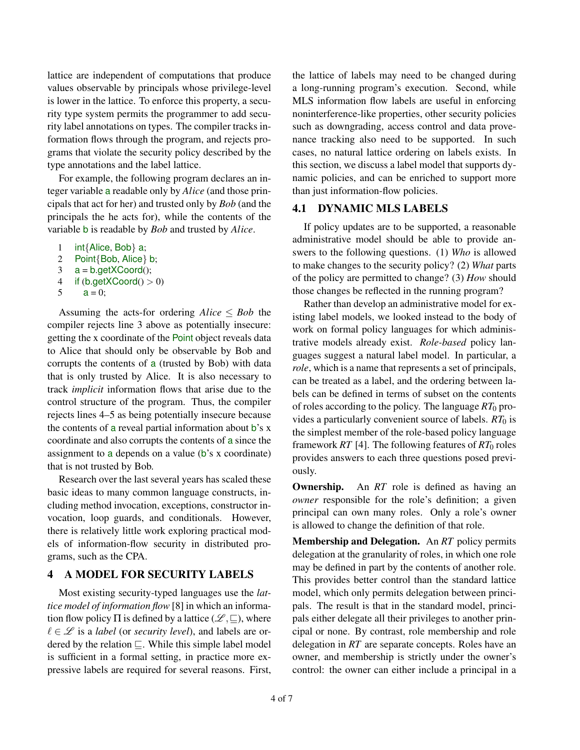lattice are independent of computations that produce values observable by principals whose privilege-level is lower in the lattice. To enforce this property, a security type system permits the programmer to add security label annotations on types. The compiler tracks information flows through the program, and rejects programs that violate the security policy described by the type annotations and the label lattice.

For example, the following program declares an integer variable a readable only by *Alice* (and those principals that act for her) and trusted only by *Bob* (and the principals the he acts for), while the contents of the variable b is readable by *Bob* and trusted by *Alice*.

```
1   int{Alice, Bob} a;
2   Point{Bob, Alice} b;
3   a = b.getXCoord();
4   if (b.getXCoord() > 0)
5     a = 0;
```

Assuming the acts-for ordering $Alice \leq Bob$ the compiler rejects line 3 above as potentially insecure: getting the x coordinate of the Point object reveals data to Alice that should only be observable by Bob and corrupts the contents of a (trusted by Bob) with data that is only trusted by Alice. It is also necessary to track *implicit* information flows that arise due to the control structure of the program. Thus, the compiler rejects lines 4–5 as being potentially insecure because the contents of a reveal partial information about b's x coordinate and also corrupts the contents of a since the assignment to a depends on a value (b's x coordinate) that is not trusted by Bob.

Research over the last several years has scaled these basic ideas to many common language constructs, including method invocation, exceptions, constructor invocation, loop guards, and conditionals. However, there is relatively little work exploring practical models of information-flow security in distributed programs, such as the CPA.

# 4 A MODEL FOR SECURITY LABELS

Most existing security-typed languages use the *lattice model of information flow* [8] in which an information flow policy $\Pi$ is defined by a lattice $(\mathscr{L}, \sqsubseteq)$, where $\ell \in \mathscr{L}$ is a *label* (or *security level*), and labels are ordered by the relation $\sqsubseteq$. While this simple label model is sufficient in a formal setting, in practice more expressive labels are required for several reasons. First, the lattice of labels may need to be changed during a long-running program's execution. Second, while MLS information flow labels are useful in enforcing noninterference-like properties, other security policies such as downgrading, access control and data provenance tracking also need to be supported. In such cases, no natural lattice ordering on labels exists. In this section, we discuss a label model that supports dynamic policies, and can be enriched to support more than just information-flow policies.

## 4.1 DYNAMIC MLS LABELS

If policy updates are to be supported, a reasonable administrative model should be able to provide answers to the following questions. (1) *Who* is allowed to make changes to the security policy? (2) *What* parts of the policy are permitted to change? (3) *How* should those changes be reflected in the running program?

Rather than develop an administrative model for existing label models, we looked instead to the body of work on formal policy languages for which administrative models already exist. *Role-based* policy languages suggest a natural label model. In particular, a *role*, which is a name that represents a set of principals, can be treated as a label, and the ordering between labels can be defined in terms of subset on the contents of roles according to the policy. The language $RT_0$ provides a particularly convenient source of labels. $RT_0$ is the simplest member of the role-based policy language framework *RT* [4]. The following features of $RT_0$ roles provides answers to each three questions posed previously.

**Ownership.** An *RT* role is defined as having an *owner* responsible for the role's definition; a given principal can own many roles. Only a role's owner is allowed to change the definition of that role.

**Membership and Delegation.** An *RT* policy permits delegation at the granularity of roles, in which one role may be defined in part by the contents of another role. This provides better control than the standard lattice model, which only permits delegation between principals. The result is that in the standard model, principals either delegate all their privileges to another principal or none. By contrast, role membership and role delegation in *RT* are separate concepts. Roles have an owner, and membership is strictly under the owner's control: the owner can either include a principal in a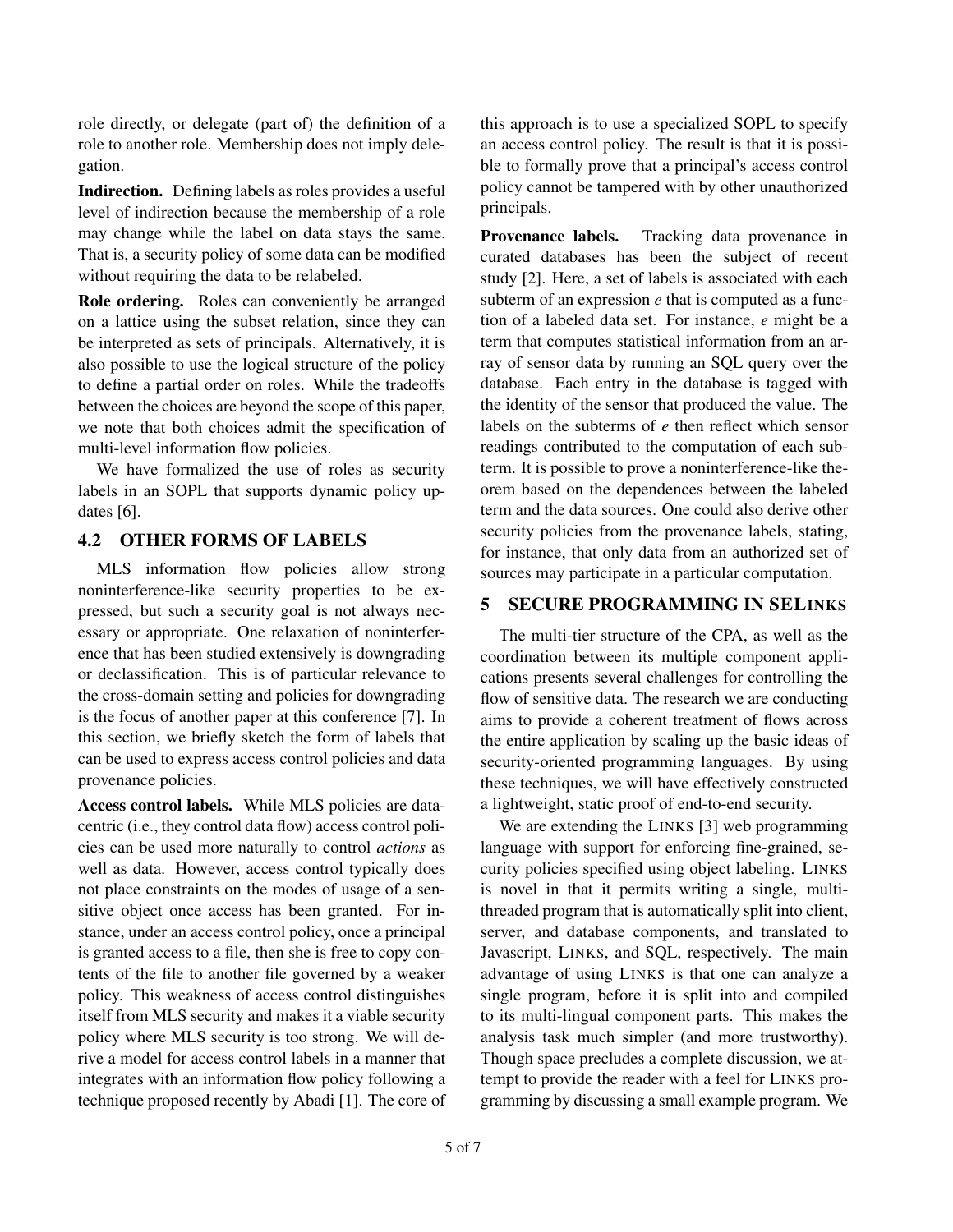role directly, or delegate (part of) the definition of a role to another role. Membership does not imply delegation.

**Indirection.** Defining labels as roles provides a useful level of indirection because the membership of a role may change while the label on data stays the same. That is, a security policy of some data can be modified without requiring the data to be relabeled.

**Role ordering.** Roles can conveniently be arranged on a lattice using the subset relation, since they can be interpreted as sets of principals. Alternatively, it is also possible to use the logical structure of the policy to define a partial order on roles. While the tradeoffs between the choices are beyond the scope of this paper, we note that both choices admit the specification of multi-level information flow policies.

We have formalized the use of roles as security labels in an SOPL that supports dynamic policy updates [6].

## 4.2 OTHER FORMS OF LABELS

MLS information flow policies allow strong noninterference-like security properties to be expressed, but such a security goal is not always necessary or appropriate. One relaxation of noninterference that has been studied extensively is downgrading or declassification. This is of particular relevance to the cross-domain setting and policies for downgrading is the focus of another paper at this conference [7]. In this section, we briefly sketch the form of labels that can be used to express access control policies and data provenance policies.

**Access control labels.** While MLS policies are data-centric (i.e., they control data flow) access control policies can be used more naturally to control *actions* as well as data. However, access control typically does not place constraints on the modes of usage of a sensitive object once access has been granted. For instance, under an access control policy, once a principal is granted access to a file, then she is free to copy contents of the file to another file governed by a weaker policy. This weakness of access control distinguishes itself from MLS security and makes it a viable security policy where MLS security is too strong. We will derive a model for access control labels in a manner that integrates with an information flow policy following a technique proposed recently by Abadi [1]. The core of this approach is to use a specialized SOPL to specify an access control policy. The result is that it is possible to formally prove that a principal's access control policy cannot be tampered with by other unauthorized principals.

**Provenance labels.** Tracking data provenance in curated databases has been the subject of recent study [2]. Here, a set of labels is associated with each subterm of an expression *e* that is computed as a function of a labeled data set. For instance, *e* might be a term that computes statistical information from an array of sensor data by running an SQL query over the database. Each entry in the database is tagged with the identity of the sensor that produced the value. The labels on the subterms of *e* then reflect which sensor readings contributed to the computation of each subterm. It is possible to prove a noninterference-like theorem based on the dependences between the labeled term and the data sources. One could also derive other security policies from the provenance labels, stating, for instance, that only data from an authorized set of sources may participate in a particular computation.

# 5 SECURE PROGRAMMING IN SELINKS

The multi-tier structure of the CPA, as well as the coordination between its multiple component applications presents several challenges for controlling the flow of sensitive data. The research we are conducting aims to provide a coherent treatment of flows across the entire application by scaling up the basic ideas of security-oriented programming languages. By using these techniques, we will have effectively constructed a lightweight, static proof of end-to-end security.

We are extending the LINKS [3] web programming language with support for enforcing fine-grained, security policies specified using object labeling. LINKS is novel in that it permits writing a single, multi-threaded program that is automatically split into client, server, and database components, and translated to Javascript, LINKS, and SQL, respectively. The main advantage of using LINKS is that one can analyze a single program, before it is split into and compiled to its multi-lingual component parts. This makes the analysis task much simpler (and more trustworthy). Though space precludes a complete discussion, we attempt to provide the reader with a feel for LINKS programming by discussing a small example program. We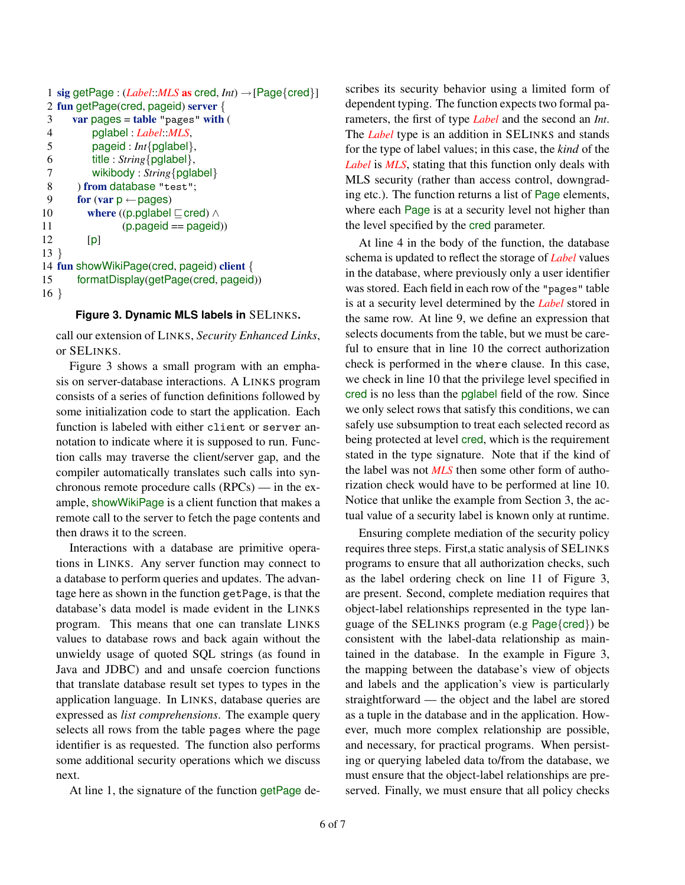```
1  sig getPage : (Label::MLS as cred, Int) → [Page{cred}]
2  fun getPage(cred, pageid) server {
3      var pages = table "pages" with (
4          pglabel : Label::MLS,
5          pageid : Int{pglabel},
6          title : String{pglabel},
7          wikibody : String{pglabel}
8      ) from database "test";
9      for (var p ← pages)
10         where ((p.pglabel ⊑ cred) ∧
11                (p.pageid == pageid))
12         [p]
13 }
14 fun showWikiPage(cred, pageid) client {
15     formatDisplay(getPage(cred, pageid))
16 }
```

**Figure 3. Dynamic MLS labels in SELINKS.**

call our extension of LINKS, *Security Enhanced Links*, or SELINKS.

Figure 3 shows a small program with an emphasis on server-database interactions. A LINKS program consists of a series of function definitions followed by some initialization code to start the application. Each function is labeled with either `client` or `server` annotation to indicate where it is supposed to run. Function calls may traverse the client/server gap, and the compiler automatically translates such calls into synchronous remote procedure calls (RPCs) — in the example, showWikiPage is a client function that makes a remote call to the server to fetch the page contents and then draws it to the screen.

Interactions with a database are primitive operations in LINKS. Any server function may connect to a database to perform queries and updates. The advantage here as shown in the function `getPage`, is that the database's data model is made evident in the LINKS program. This means that one can translate LINKS values to database rows and back again without the unwieldy usage of quoted SQL strings (as found in Java and JDBC) and and unsafe coercion functions that translate database result set types to types in the application language. In LINKS, database queries are expressed as *list comprehensions*. The example query selects all rows from the table `pages` where the page identifier is as requested. The function also performs some additional security operations which we discuss next.

At line 1, the signature of the function getPage describes its security behavior using a limited form of dependent typing. The function expects two formal parameters, the first of type *Label* and the second an *Int*. The *Label* type is an addition in SELINKS and stands for the type of label values; in this case, the *kind* of the *Label* is *MLS*, stating that this function only deals with MLS security (rather than access control, downgrading etc.). The function returns a list of Page elements, where each Page is at a security level not higher than the level specified by the cred parameter.

At line 4 in the body of the function, the database schema is updated to reflect the storage of *Label* values in the database, where previously only a user identifier was stored. Each field in each row of the `"pages"` table is at a security level determined by the *Label* stored in the same row. At line 9, we define an expression that selects documents from the table, but we must be careful to ensure that in line 10 the correct authorization check is performed in the `where` clause. In this case, we check in line 10 that the privilege level specified in cred is no less than the pglabel field of the row. Since we only select rows that satisfy this conditions, we can safely use subsumption to treat each selected record as being protected at level cred, which is the requirement stated in the type signature. Note that if the kind of the label was not *MLS* then some other form of authorization check would have to be performed at line 10. Notice that unlike the example from Section 3, the actual value of a security label is known only at runtime.

Ensuring complete mediation of the security policy requires three steps. First,a static analysis of SELINKS programs to ensure that all authorization checks, such as the label ordering check on line 11 of Figure 3, are present. Second, complete mediation requires that object-label relationships represented in the type language of the SELINKS program (e.g Page{cred}) be consistent with the label-data relationship as maintained in the database. In the example in Figure 3, the mapping between the database's view of objects and labels and the application's view is particularly straightforward — the object and the label are stored as a tuple in the database and in the application. However, much more complex relationship are possible, and necessary, for practical programs. When persisting or querying labeled data to/from the database, we must ensure that the object-label relationships are preserved. Finally, we must ensure that all policy checks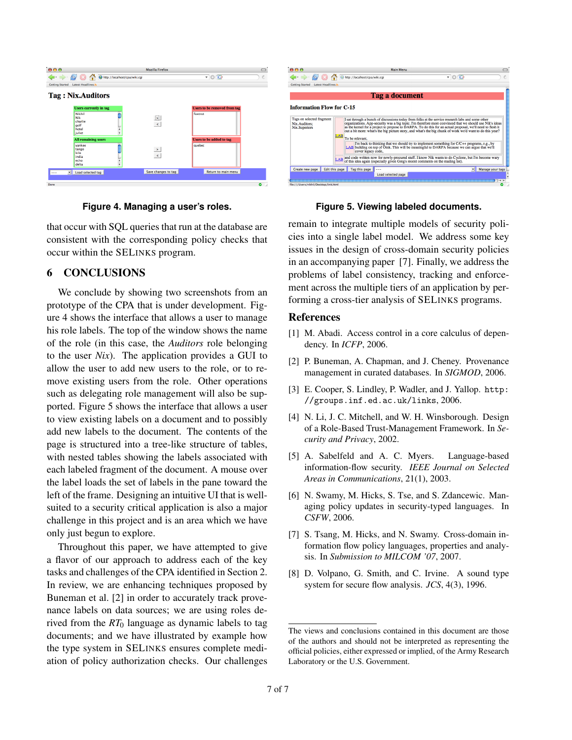Figure 4. Managing a user's roles.

Figure 5. Viewing labeled documents.

that occur with SQL queries that run at the database are consistent with the corresponding policy checks that occur within the SELINKS program.

## 6 CONCLUSIONS

We conclude by showing two screenshots from an prototype of the CPA that is under development. Figure 4 shows the interface that allows a user to manage his role labels. The top of the window shows the name of the role (in this case, the *Auditors* role belonging to the user *Nix*). The application provides a GUI to allow the user to add new users to the role, or to remove existing users from the role. Other operations such as delegating role management will also be supported. Figure 5 shows the interface that allows a user to view existing labels on a document and to possibly add new labels to the document. The contents of the page is structured into a tree-like structure of tables, with nested tables showing the labels associated with each labeled fragment of the document. A mouse over the label loads the set of labels in the pane toward the left of the frame. Designing an intuitive UI that is well-suited to a security critical application is also a major challenge in this project and is an area which we have only just begun to explore.

Throughout this paper, we have attempted to give a flavor of our approach to address each of the key tasks and challenges of the CPA identified in Section 2. In review, we are enhancing techniques proposed by Buneman et al. [2] in order to accurately track provenance labels on data sources; we are using roles derived from the $RT_0$ language as dynamic labels to tag documents; and we have illustrated by example how the type system in SELINKS ensures complete mediation of policy authorization checks. Our challenges remain to integrate multiple models of security policies into a single label model. We address some key issues in the design of cross-domain security policies in an accompanying paper [7]. Finally, we address the problems of label consistency, tracking and enforcement across the multiple tiers of an application by performing a cross-tier analysis of SELINKS programs.

## References

[1] M. Abadi. Access control in a core calculus of dependency. In *ICFP*, 2006.

[2] P. Buneman, A. Chapman, and J. Cheney. Provenance management in curated databases. In *SIGMOD*, 2006.

[3] E. Cooper, S. Lindley, P. Wadler, and J. Yallop. `http://groups.inf.ed.ac.uk/links`, 2006.

[4] N. Li, J. C. Mitchell, and W. H. Winsborough. Design of a Role-Based Trust-Management Framework. In *Security and Privacy*, 2002.

[5] A. Sabelfeld and A. C. Myers. Language-based information-flow security. *IEEE Journal on Selected Areas in Communications*, 21(1), 2003.

[6] N. Swamy, M. Hicks, S. Tse, and S. Zdancewic. Managing policy updates in security-typed languages. In *CSFW*, 2006.

[7] S. Tsang, M. Hicks, and N. Swamy. Cross-domain information flow policy languages, properties and analysis. In *Submission to MILCOM '07*, 2007.

[8] D. Volpano, G. Smith, and C. Irvine. A sound type system for secure flow analysis. *JCS*, 4(3), 1996.

---

The views and conclusions contained in this document are those of the authors and should not be interpreted as representing the official policies, either expressed or implied, of the Army Research Laboratory or the U.S. Government.